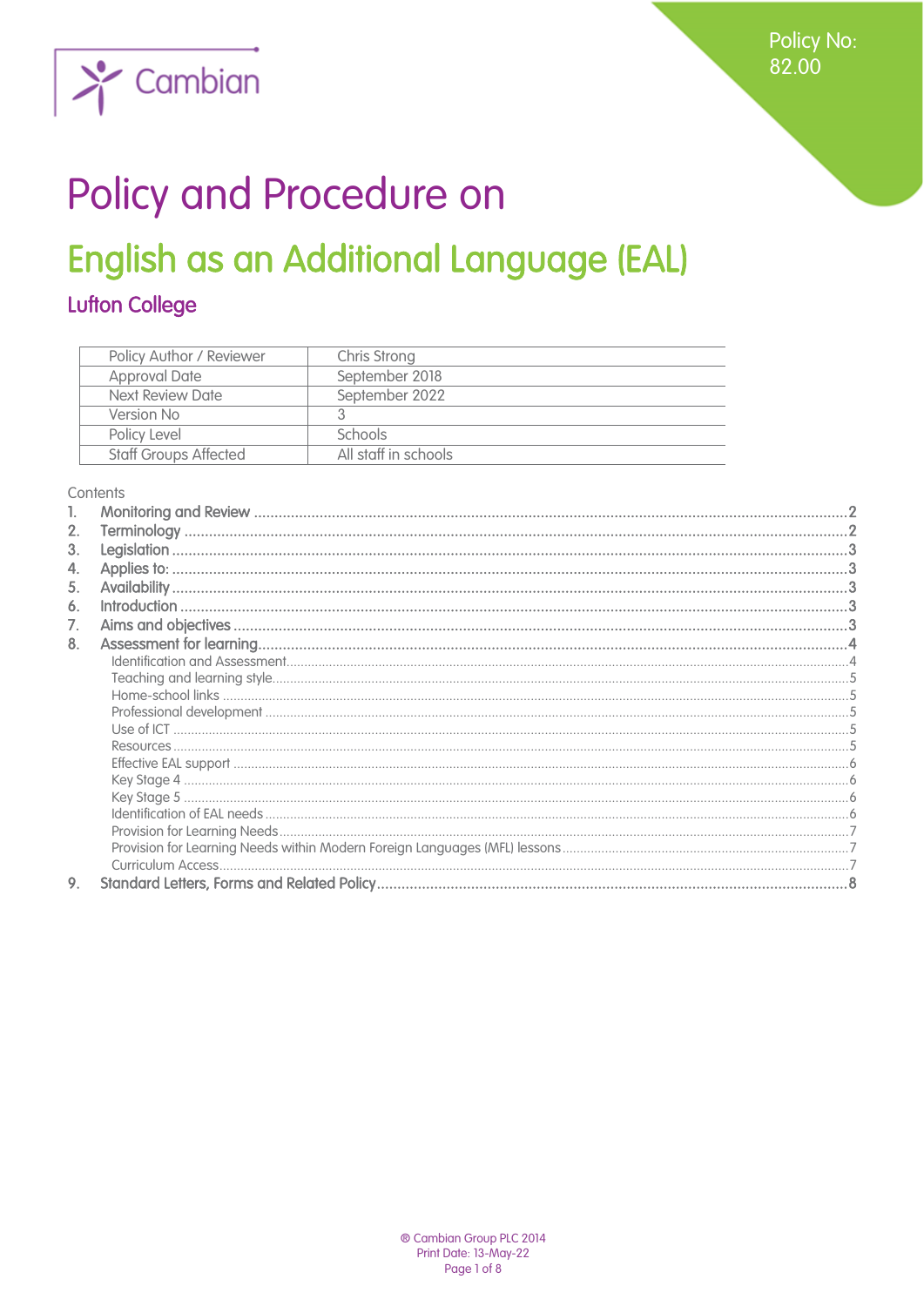Policy No: 82.00

# Policy and Procedure on

# English as an Additional Language (EAL)

## Lufton College

| Policy Author / Reviewer | Chris Strong |
|---|---|
| Approval Date | September 2018 |
| Next Review Date | September 2022 |
| Version No | 3 |
| Policy Level | Schools |
| Staff Groups Affected | All staff in schools |

Contents

1. Monitoring and Review ....................................................... 2
2. Terminology ....................................................... 2
3. Legislation ....................................................... 3
4. Applies to: ....................................................... 3
5. Availability ....................................................... 3
6. Introduction ....................................................... 3
7. Aims and objectives ....................................................... 3
8. Assessment for learning ....................................................... 4
   - Identification and Assessment ....................................................... 4
   - Teaching and learning style ....................................................... 5
   - Home-school links ....................................................... 5
   - Professional development ....................................................... 5
   - Use of ICT ....................................................... 5
   - Resources ....................................................... 5
   - Effective EAL support ....................................................... 6
   - Key Stage 4 ....................................................... 6
   - Key Stage 5 ....................................................... 6
   - Identification of EAL needs ....................................................... 6
   - Provision for Learning Needs ....................................................... 7
   - Provision for Learning Needs within Modern Foreign Languages (MFL) lessons ....................................................... 7
   - Curriculum Access ....................................................... 7
9. Standard Letters, Forms and Related Policy ....................................................... 8

® Cambian Group PLC 2014
Print Date: 13-May-22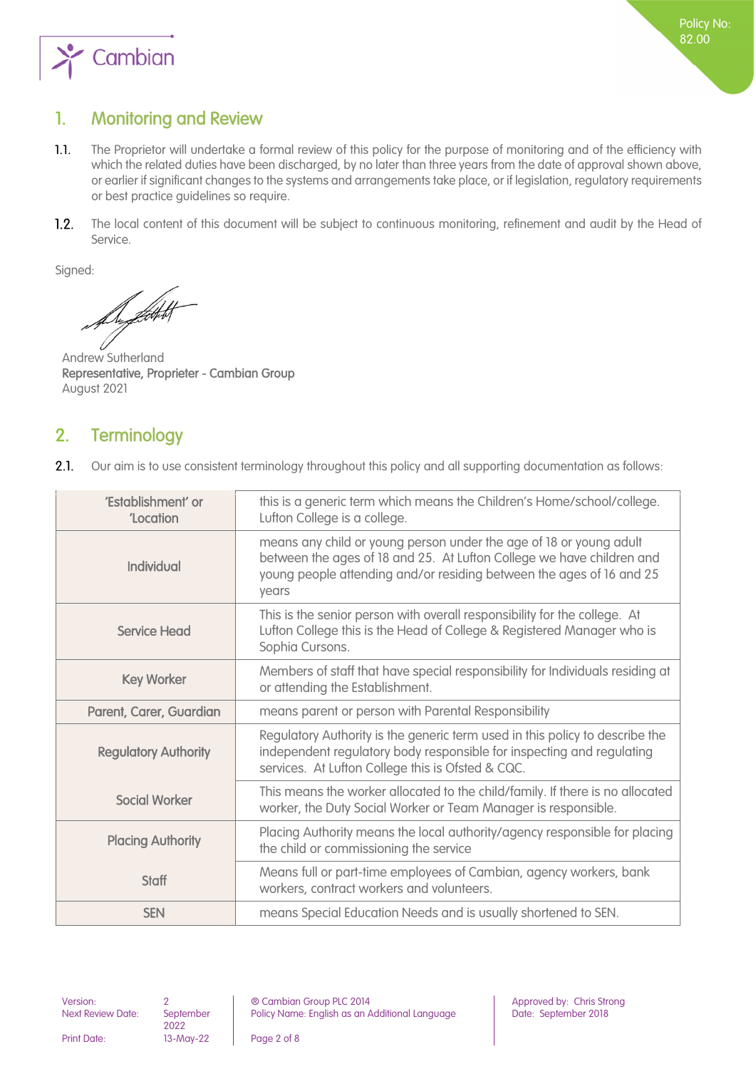## 1. Monitoring and Review

1.1. The Proprietor will undertake a formal review of this policy for the purpose of monitoring and of the efficiency with which the related duties have been discharged, by no later than three years from the date of approval shown above, or earlier if significant changes to the systems and arrangements take place, or if legislation, regulatory requirements or best practice guidelines so require.

1.2. The local content of this document will be subject to continuous monitoring, refinement and audit by the Head of Service.

Signed:

Andrew Sutherland
**Representative, Proprieter - Cambian Group**
August 2021

## 2. Terminology

2.1. Our aim is to use consistent terminology throughout this policy and all supporting documentation as follows:

| | |
|---|---|
| 'Establishment' or 'Location | this is a generic term which means the Children's Home/school/college. Lufton College is a college. |
| Individual | means any child or young person under the age of 18 or young adult between the ages of 18 and 25. At Lufton College we have children and young people attending and/or residing between the ages of 16 and 25 years |
| Service Head | This is the senior person with overall responsibility for the college. At Lufton College this is the Head of College & Registered Manager who is Sophia Cursons. |
| Key Worker | Members of staff that have special responsibility for Individuals residing at or attending the Establishment. |
| Parent, Carer, Guardian | means parent or person with Parental Responsibility |
| Regulatory Authority | Regulatory Authority is the generic term used in this policy to describe the independent regulatory body responsible for inspecting and regulating services. At Lufton College this is Ofsted & CQC. |
| Social Worker | This means the worker allocated to the child/family. If there is no allocated worker, the Duty Social Worker or Team Manager is responsible. |
| Placing Authority | Placing Authority means the local authority/agency responsible for placing the child or commissioning the service |
| Staff | Means full or part-time employees of Cambian, agency workers, bank workers, contract workers and volunteers. |
| SEN | means Special Education Needs and is usually shortened to SEN. |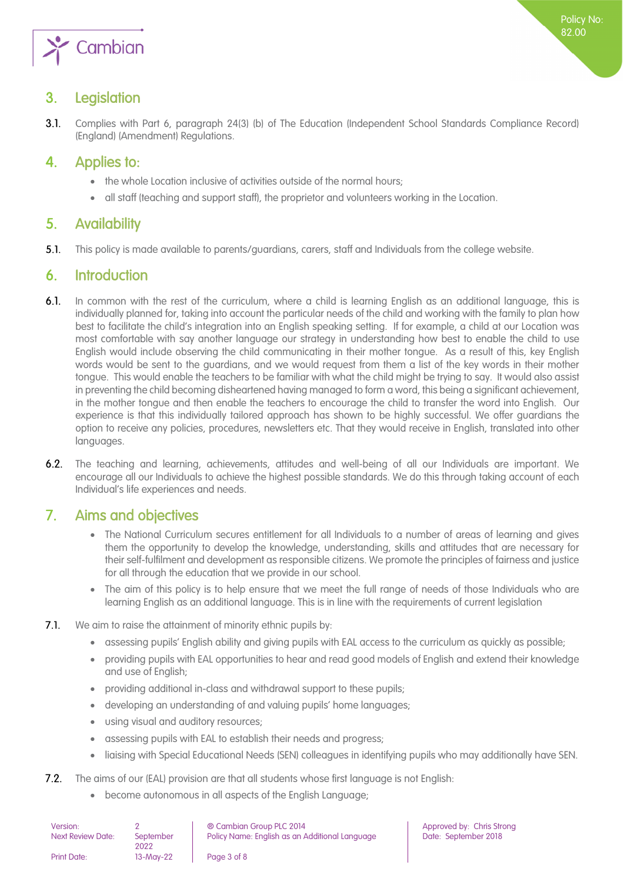## 3. Legislation

**3.1.** Complies with Part 6, paragraph 24(3) (b) of The Education (Independent School Standards Compliance Record) (England) (Amendment) Regulations.

## 4. Applies to:

- the whole Location inclusive of activities outside of the normal hours;
- all staff (teaching and support staff), the proprietor and volunteers working in the Location.

## 5. Availability

**5.1.** This policy is made available to parents/guardians, carers, staff and Individuals from the college website.

## 6. Introduction

**6.1.** In common with the rest of the curriculum, where a child is learning English as an additional language, this is individually planned for, taking into account the particular needs of the child and working with the family to plan how best to facilitate the child's integration into an English speaking setting. If for example, a child at our Location was most comfortable with say another language our strategy in understanding how best to enable the child to use English would include observing the child communicating in their mother tongue. As a result of this, key English words would be sent to the guardians, and we would request from them a list of the key words in their mother tongue. This would enable the teachers to be familiar with what the child might be trying to say. It would also assist in preventing the child becoming disheartened having managed to form a word, this being a significant achievement, in the mother tongue and then enable the teachers to encourage the child to transfer the word into English. Our experience is that this individually tailored approach has shown to be highly successful. We offer guardians the option to receive any policies, procedures, newsletters etc. That they would receive in English, translated into other languages.

**6.2.** The teaching and learning, achievements, attitudes and well-being of all our Individuals are important. We encourage all our Individuals to achieve the highest possible standards. We do this through taking account of each Individual's life experiences and needs.

## 7. Aims and objectives

- The National Curriculum secures entitlement for all Individuals to a number of areas of learning and gives them the opportunity to develop the knowledge, understanding, skills and attitudes that are necessary for their self-fulfilment and development as responsible citizens. We promote the principles of fairness and justice for all through the education that we provide in our school.
- The aim of this policy is to help ensure that we meet the full range of needs of those Individuals who are learning English as an additional language. This is in line with the requirements of current legislation

**7.1.** We aim to raise the attainment of minority ethnic pupils by:

- assessing pupils' English ability and giving pupils with EAL access to the curriculum as quickly as possible;
- providing pupils with EAL opportunities to hear and read good models of English and extend their knowledge and use of English;
- providing additional in-class and withdrawal support to these pupils;
- developing an understanding of and valuing pupils' home languages;
- using visual and auditory resources;
- assessing pupils with EAL to establish their needs and progress;
- liaising with Special Educational Needs (SEN) colleagues in identifying pupils who may additionally have SEN.

**7.2.** The aims of our (EAL) provision are that all students whose first language is not English:

- become autonomous in all aspects of the English Language;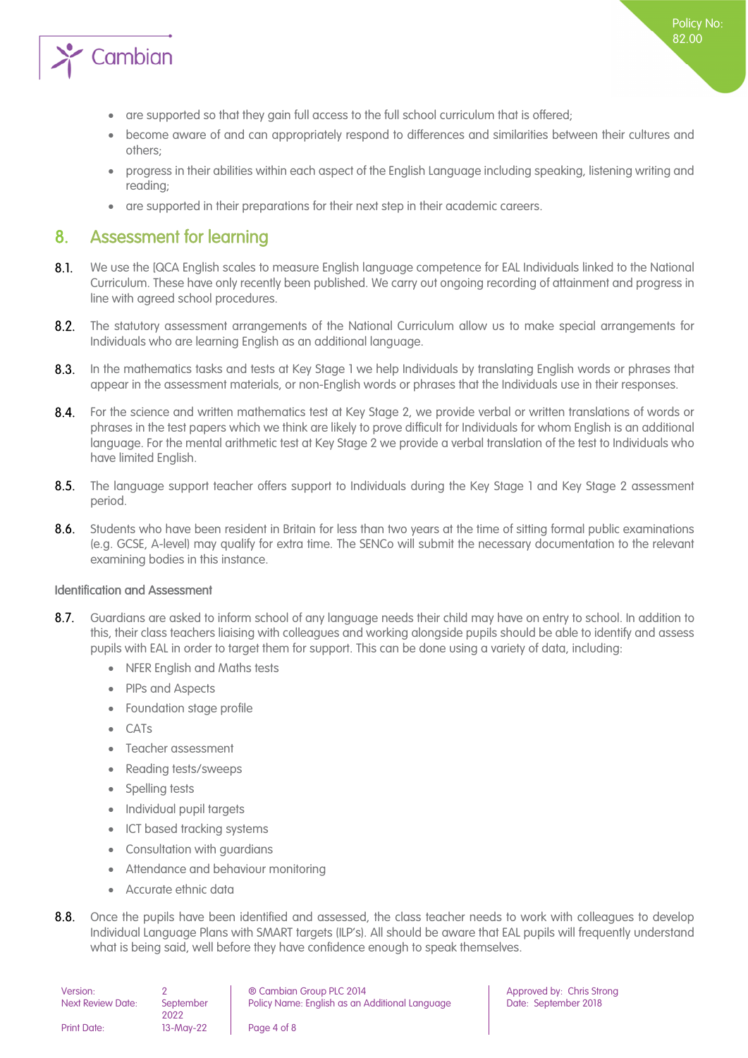- are supported so that they gain full access to the full school curriculum that is offered;
- become aware of and can appropriately respond to differences and similarities between their cultures and others;
- progress in their abilities within each aspect of the English Language including speaking, listening writing and reading;
- are supported in their preparations for their next step in their academic careers.

## 8. Assessment for learning

8.1. We use the [QCA English scales to measure English language competence for EAL Individuals linked to the National Curriculum. These have only recently been published. We carry out ongoing recording of attainment and progress in line with agreed school procedures.

8.2. The statutory assessment arrangements of the National Curriculum allow us to make special arrangements for Individuals who are learning English as an additional language.

8.3. In the mathematics tasks and tests at Key Stage 1 we help Individuals by translating English words or phrases that appear in the assessment materials, or non-English words or phrases that the Individuals use in their responses.

8.4. For the science and written mathematics test at Key Stage 2, we provide verbal or written translations of words or phrases in the test papers which we think are likely to prove difficult for Individuals for whom English is an additional language. For the mental arithmetic test at Key Stage 2 we provide a verbal translation of the test to Individuals who have limited English.

8.5. The language support teacher offers support to Individuals during the Key Stage 1 and Key Stage 2 assessment period.

8.6. Students who have been resident in Britain for less than two years at the time of sitting formal public examinations (e.g. GCSE, A-level) may qualify for extra time. The SENCo will submit the necessary documentation to the relevant examining bodies in this instance.

### Identification and Assessment

8.7. Guardians are asked to inform school of any language needs their child may have on entry to school. In addition to this, their class teachers liaising with colleagues and working alongside pupils should be able to identify and assess pupils with EAL in order to target them for support. This can be done using a variety of data, including:

- NFER English and Maths tests
- PIPs and Aspects
- Foundation stage profile
- CATs
- Teacher assessment
- Reading tests/sweeps
- Spelling tests
- Individual pupil targets
- ICT based tracking systems
- Consultation with guardians
- Attendance and behaviour monitoring
- Accurate ethnic data

8.8. Once the pupils have been identified and assessed, the class teacher needs to work with colleagues to develop Individual Language Plans with SMART targets (ILP's). All should be aware that EAL pupils will frequently understand what is being said, well before they have confidence enough to speak themselves.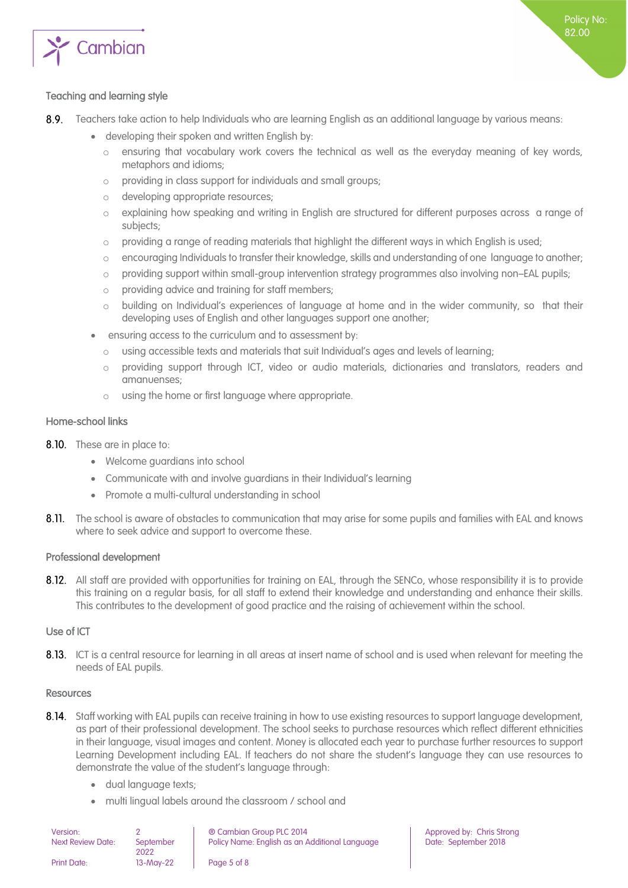### Teaching and learning style

**8.9.** Teachers take action to help Individuals who are learning English as an additional language by various means:

- developing their spoken and written English by:
  - ensuring that vocabulary work covers the technical as well as the everyday meaning of key words, metaphors and idioms;
  - providing in class support for individuals and small groups;
  - developing appropriate resources;
  - explaining how speaking and writing in English are structured for different purposes across a range of subjects;
  - providing a range of reading materials that highlight the different ways in which English is used;
  - encouraging Individuals to transfer their knowledge, skills and understanding of one language to another;
  - providing support within small-group intervention strategy programmes also involving non–EAL pupils;
  - providing advice and training for staff members;
  - building on Individual's experiences of language at home and in the wider community, so that their developing uses of English and other languages support one another;
- ensuring access to the curriculum and to assessment by:
  - using accessible texts and materials that suit Individual's ages and levels of learning;
  - providing support through ICT, video or audio materials, dictionaries and translators, readers and amanuenses;
  - using the home or first language where appropriate.

### Home-school links

**8.10.** These are in place to:

- Welcome guardians into school
- Communicate with and involve guardians in their Individual's learning
- Promote a multi-cultural understanding in school

**8.11.** The school is aware of obstacles to communication that may arise for some pupils and families with EAL and knows where to seek advice and support to overcome these.

### Professional development

**8.12.** All staff are provided with opportunities for training on EAL, through the SENCo, whose responsibility it is to provide this training on a regular basis, for all staff to extend their knowledge and understanding and enhance their skills. This contributes to the development of good practice and the raising of achievement within the school.

### Use of ICT

**8.13.** ICT is a central resource for learning in all areas at insert name of school and is used when relevant for meeting the needs of EAL pupils.

### Resources

**8.14.** Staff working with EAL pupils can receive training in how to use existing resources to support language development, as part of their professional development. The school seeks to purchase resources which reflect different ethnicities in their language, visual images and content. Money is allocated each year to purchase further resources to support Learning Development including EAL. If teachers do not share the student's language they can use resources to demonstrate the value of the student's language through:

- dual language texts;
- multi lingual labels around the classroom / school and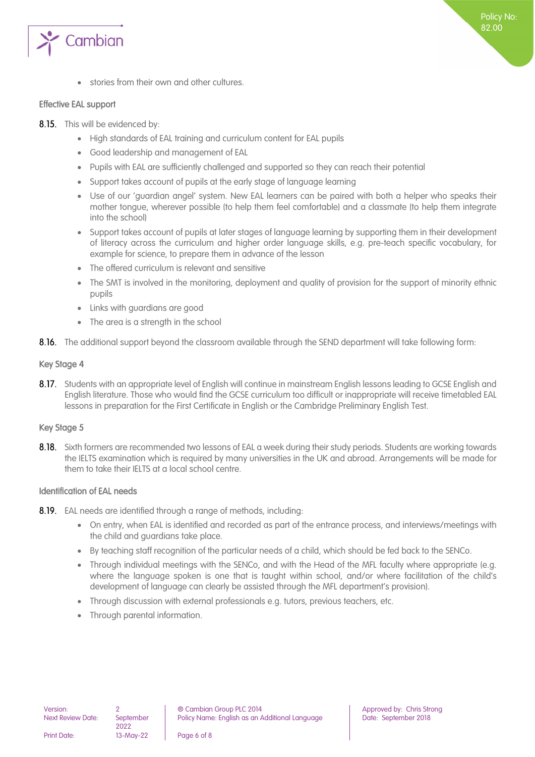- stories from their own and other cultures.

### Effective EAL support

**8.15.** This will be evidenced by:

- High standards of EAL training and curriculum content for EAL pupils
- Good leadership and management of EAL
- Pupils with EAL are sufficiently challenged and supported so they can reach their potential
- Support takes account of pupils at the early stage of language learning
- Use of our 'guardian angel' system. New EAL learners can be paired with both a helper who speaks their mother tongue, wherever possible (to help them feel comfortable) and a classmate (to help them integrate into the school)
- Support takes account of pupils at later stages of language learning by supporting them in their development of literacy across the curriculum and higher order language skills, e.g. pre-teach specific vocabulary, for example for science, to prepare them in advance of the lesson
- The offered curriculum is relevant and sensitive
- The SMT is involved in the monitoring, deployment and quality of provision for the support of minority ethnic pupils
- Links with guardians are good
- The area is a strength in the school

**8.16.** The additional support beyond the classroom available through the SEND department will take following form:

### Key Stage 4

**8.17.** Students with an appropriate level of English will continue in mainstream English lessons leading to GCSE English and English literature. Those who would find the GCSE curriculum too difficult or inappropriate will receive timetabled EAL lessons in preparation for the First Certificate in English or the Cambridge Preliminary English Test.

### Key Stage 5

**8.18.** Sixth formers are recommended two lessons of EAL a week during their study periods. Students are working towards the IELTS examination which is required by many universities in the UK and abroad. Arrangements will be made for them to take their IELTS at a local school centre.

### Identification of EAL needs

**8.19.** EAL needs are identified through a range of methods, including:

- On entry, when EAL is identified and recorded as part of the entrance process, and interviews/meetings with the child and guardians take place.
- By teaching staff recognition of the particular needs of a child, which should be fed back to the SENCo.
- Through individual meetings with the SENCo, and with the Head of the MFL faculty where appropriate (e.g. where the language spoken is one that is taught within school, and/or where facilitation of the child's development of language can clearly be assisted through the MFL department's provision).
- Through discussion with external professionals e.g. tutors, previous teachers, etc.
- Through parental information.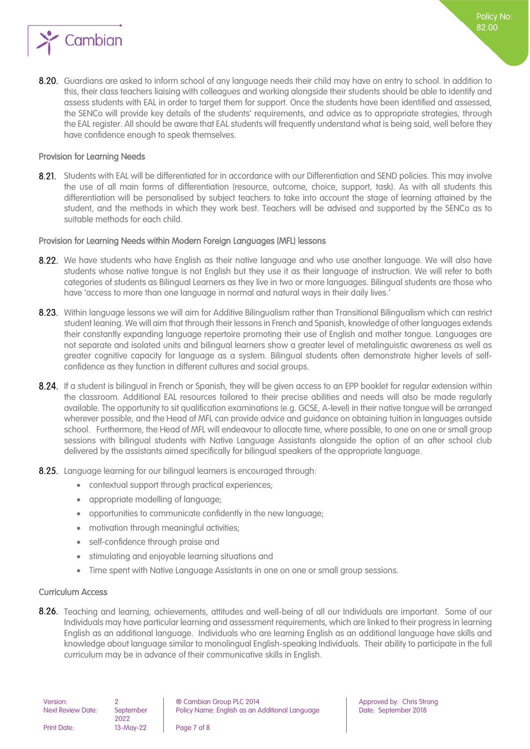8.20. Guardians are asked to inform school of any language needs their child may have on entry to school. In addition to this, their class teachers liaising with colleagues and working alongside their students should be able to identify and assess students with EAL in order to target them for support. Once the students have been identified and assessed, the SENCo will provide key details of the students' requirements, and advice as to appropriate strategies, through the EAL register. All should be aware that EAL students will frequently understand what is being said, well before they have confidence enough to speak themselves.

### Provision for Learning Needs

8.21. Students with EAL will be differentiated for in accordance with our Differentiation and SEND policies. This may involve the use of all main forms of differentiation (resource, outcome, choice, support, task). As with all students this differentiation will be personalised by subject teachers to take into account the stage of learning attained by the student, and the methods in which they work best. Teachers will be advised and supported by the SENCo as to suitable methods for each child.

### Provision for Learning Needs within Modern Foreign Languages (MFL) lessons

8.22. We have students who have English as their native language and who use another language. We will also have students whose native tongue is not English but they use it as their language of instruction. We will refer to both categories of students as Bilingual Learners as they live in two or more languages. Bilingual students are those who have 'access to more than one language in normal and natural ways in their daily lives.'

8.23. Within language lessons we will aim for Additive Bilingualism rather than Transitional Bilingualism which can restrict student leaning. We will aim that through their lessons in French and Spanish, knowledge of other languages extends their constantly expanding language repertoire promoting their use of English and mother tongue. Languages are not separate and isolated units and bilingual learners show a greater level of metalinguistic awareness as well as greater cognitive capacity for language as a system. Bilingual students often demonstrate higher levels of self-confidence as they function in different cultures and social groups.

8.24. If a student is bilingual in French or Spanish, they will be given access to an EPP booklet for regular extension within the classroom. Additional EAL resources tailored to their precise abilities and needs will also be made regularly available. The opportunity to sit qualification examinations (e.g. GCSE, A-level) in their native tongue will be arranged wherever possible, and the Head of MFL can provide advice and guidance on obtaining tuition in languages outside school. Furthermore, the Head of MFL will endeavour to allocate time, where possible, to one on one or small group sessions with bilingual students with Native Language Assistants alongside the option of an after school club delivered by the assistants aimed specifically for bilingual speakers of the appropriate language.

8.25. Language learning for our bilingual learners is encouraged through:

- contextual support through practical experiences;
- appropriate modelling of language;
- opportunities to communicate confidently in the new language;
- motivation through meaningful activities;
- self-confidence through praise and
- stimulating and enjoyable learning situations and
- Time spent with Native Language Assistants in one on one or small group sessions.

### Curriculum Access

8.26. Teaching and learning, achievements, attitudes and well-being of all our Individuals are important. Some of our Individuals may have particular learning and assessment requirements, which are linked to their progress in learning English as an additional language. Individuals who are learning English as an additional language have skills and knowledge about language similar to monolingual English-speaking Individuals. Their ability to participate in the full curriculum may be in advance of their communicative skills in English.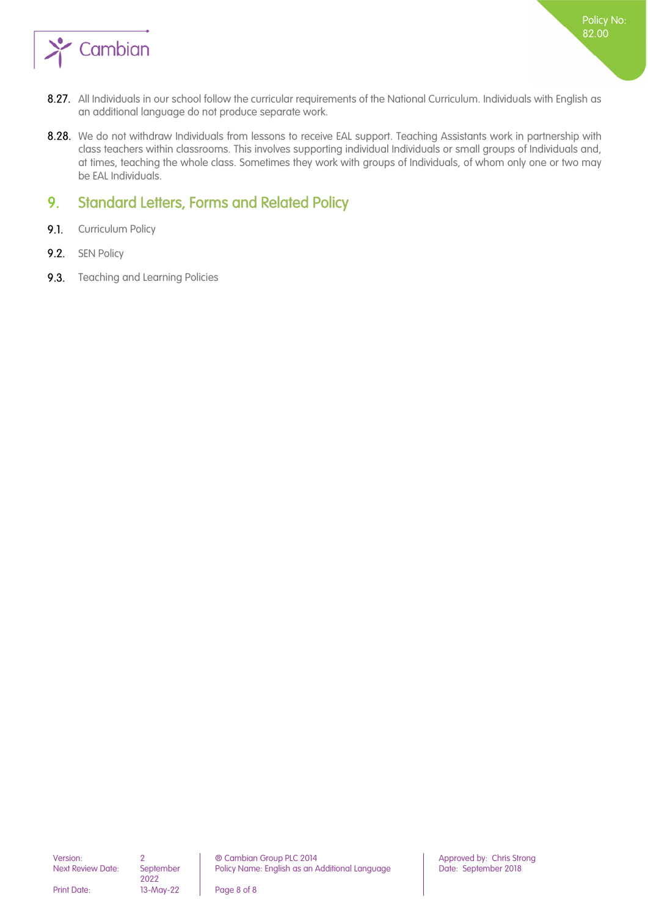8.27. All Individuals in our school follow the curricular requirements of the National Curriculum. Individuals with English as an additional language do not produce separate work.

8.28. We do not withdraw Individuals from lessons to receive EAL support. Teaching Assistants work in partnership with class teachers within classrooms. This involves supporting individual Individuals or small groups of Individuals and, at times, teaching the whole class. Sometimes they work with groups of Individuals, of whom only one or two may be EAL Individuals.

## 9. Standard Letters, Forms and Related Policy

9.1. Curriculum Policy

9.2. SEN Policy

9.3. Teaching and Learning Policies